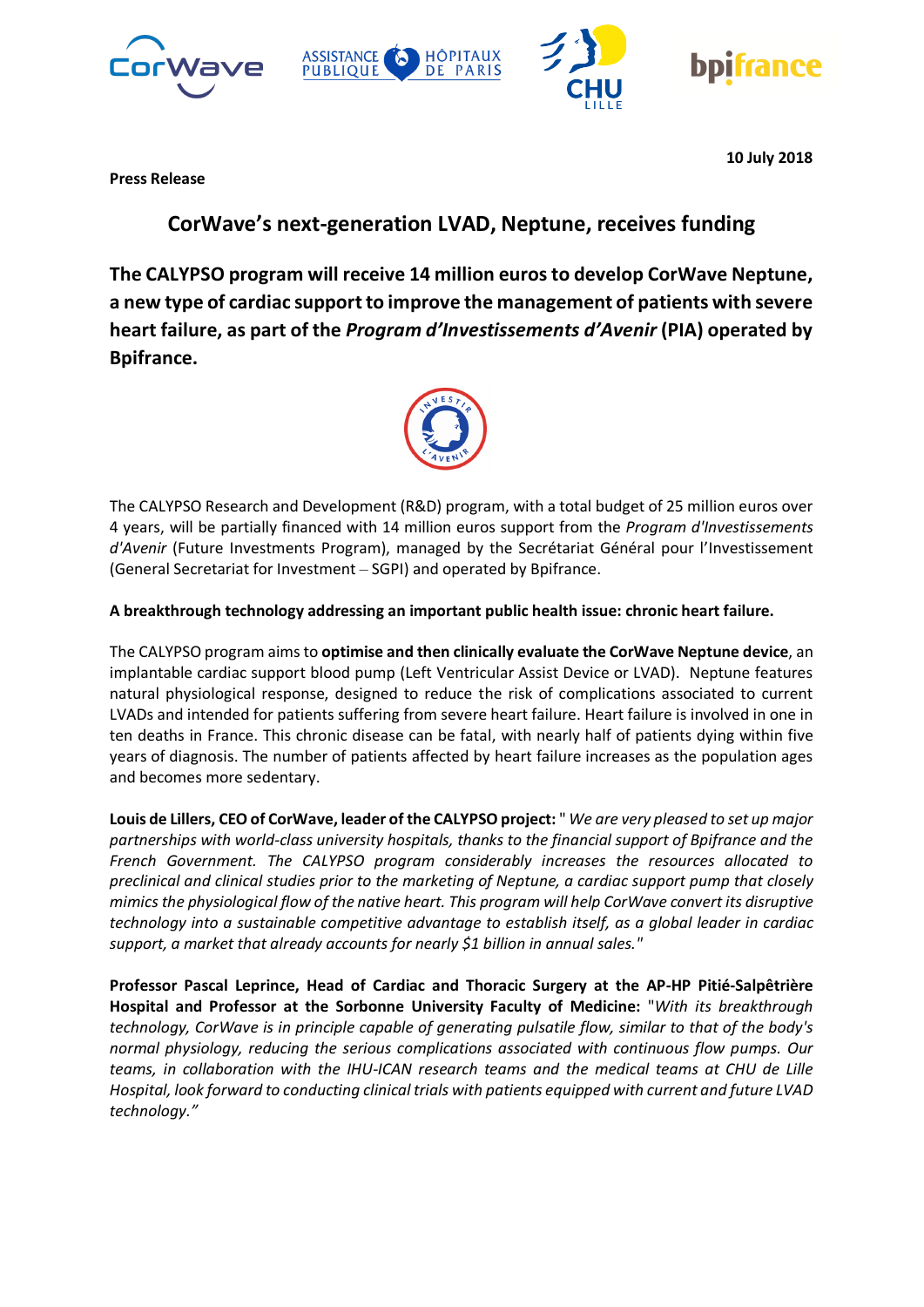10 July 2018

**Press Release**

## CorWave's next-generation LVAD, Neptune, receives funding

**The CALYPSO program will receive 14 million euros to develop CorWave Neptune, a new type of cardiac support to improve the management of patients with severe heart failure, as part of the *Program d'Investissements d'Avenir* (PIA) operated by Bpifrance.**

The CALYPSO Research and Development (R&D) program, with a total budget of 25 million euros over 4 years, will be partially financed with 14 million euros support from the *Program d'Investissements d'Avenir* (Future Investments Program), managed by the Secrétariat Général pour l'Investissement (General Secretariat for Investment – SGPI) and operated by Bpifrance.

**A breakthrough technology addressing an important public health issue: chronic heart failure.**

The CALYPSO program aims to **optimise and then clinically evaluate the CorWave Neptune device**, an implantable cardiac support blood pump (Left Ventricular Assist Device or LVAD). Neptune features natural physiological response, designed to reduce the risk of complications associated to current LVADs and intended for patients suffering from severe heart failure. Heart failure is involved in one in ten deaths in France. This chronic disease can be fatal, with nearly half of patients dying within five years of diagnosis. The number of patients affected by heart failure increases as the population ages and becomes more sedentary.

**Louis de Lillers, CEO of CorWave, leader of the CALYPSO project:** " *We are very pleased to set up major partnerships with world-class university hospitals, thanks to the financial support of Bpifrance and the French Government. The CALYPSO program considerably increases the resources allocated to preclinical and clinical studies prior to the marketing of Neptune, a cardiac support pump that closely mimics the physiological flow of the native heart. This program will help CorWave convert its disruptive technology into a sustainable competitive advantage to establish itself, as a global leader in cardiac support, a market that already accounts for nearly $1 billion in annual sales.*"

**Professor Pascal Leprince, Head of Cardiac and Thoracic Surgery at the AP-HP Pitié-Salpêtrière Hospital and Professor at the Sorbonne University Faculty of Medicine:** "*With its breakthrough technology, CorWave is in principle capable of generating pulsatile flow, similar to that of the body's normal physiology, reducing the serious complications associated with continuous flow pumps. Our teams, in collaboration with the IHU-ICAN research teams and the medical teams at CHU de Lille Hospital, look forward to conducting clinical trials with patients equipped with current and future LVAD technology.*"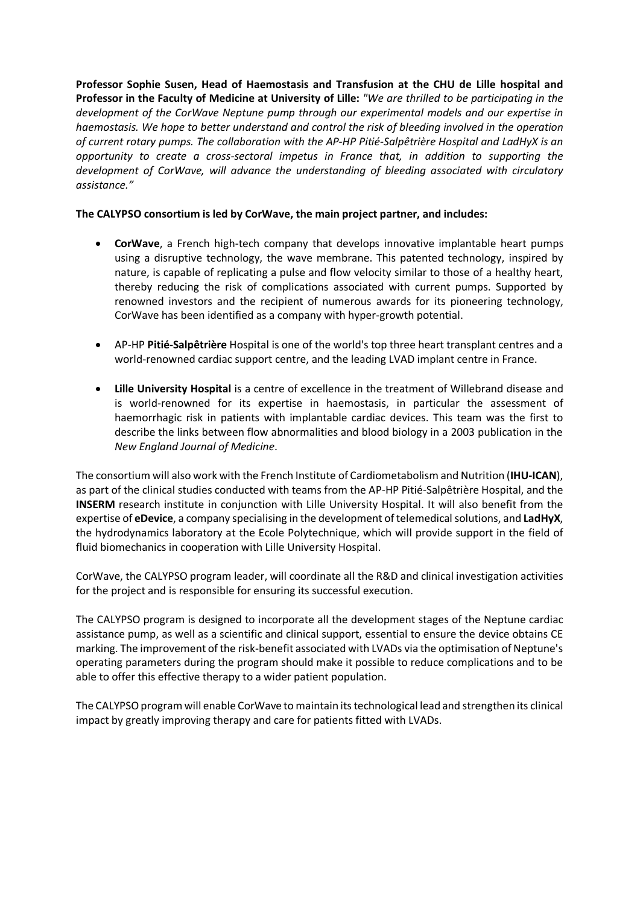**Professor Sophie Susen, Head of Haemostasis and Transfusion at the CHU de Lille hospital and Professor in the Faculty of Medicine at University of Lille:** *"We are thrilled to be participating in the development of the CorWave Neptune pump through our experimental models and our expertise in haemostasis. We hope to better understand and control the risk of bleeding involved in the operation of current rotary pumps. The collaboration with the AP-HP Pitié-Salpêtrière Hospital and LadHyX is an opportunity to create a cross-sectoral impetus in France that, in addition to supporting the development of CorWave, will advance the understanding of bleeding associated with circulatory assistance."*

**The CALYPSO consortium is led by CorWave, the main project partner, and includes:**

- **CorWave**, a French high-tech company that develops innovative implantable heart pumps using a disruptive technology, the wave membrane. This patented technology, inspired by nature, is capable of replicating a pulse and flow velocity similar to those of a healthy heart, thereby reducing the risk of complications associated with current pumps. Supported by renowned investors and the recipient of numerous awards for its pioneering technology, CorWave has been identified as a company with hyper-growth potential.

- AP-HP **Pitié-Salpêtrière** Hospital is one of the world's top three heart transplant centres and a world-renowned cardiac support centre, and the leading LVAD implant centre in France.

- **Lille University Hospital** is a centre of excellence in the treatment of Willebrand disease and is world-renowned for its expertise in haemostasis, in particular the assessment of haemorrhagic risk in patients with implantable cardiac devices. This team was the first to describe the links between flow abnormalities and blood biology in a 2003 publication in the *New England Journal of Medicine*.

The consortium will also work with the French Institute of Cardiometabolism and Nutrition (**IHU-ICAN**), as part of the clinical studies conducted with teams from the AP-HP Pitié-Salpêtrière Hospital, and the **INSERM** research institute in conjunction with Lille University Hospital. It will also benefit from the expertise of **eDevice**, a company specialising in the development of telemedical solutions, and **LadHyX**, the hydrodynamics laboratory at the Ecole Polytechnique, which will provide support in the field of fluid biomechanics in cooperation with Lille University Hospital.

CorWave, the CALYPSO program leader, will coordinate all the R&D and clinical investigation activities for the project and is responsible for ensuring its successful execution.

The CALYPSO program is designed to incorporate all the development stages of the Neptune cardiac assistance pump, as well as a scientific and clinical support, essential to ensure the device obtains CE marking. The improvement of the risk-benefit associated with LVADs via the optimisation of Neptune's operating parameters during the program should make it possible to reduce complications and to be able to offer this effective therapy to a wider patient population.

The CALYPSO program will enable CorWave to maintain its technological lead and strengthen its clinical impact by greatly improving therapy and care for patients fitted with LVADs.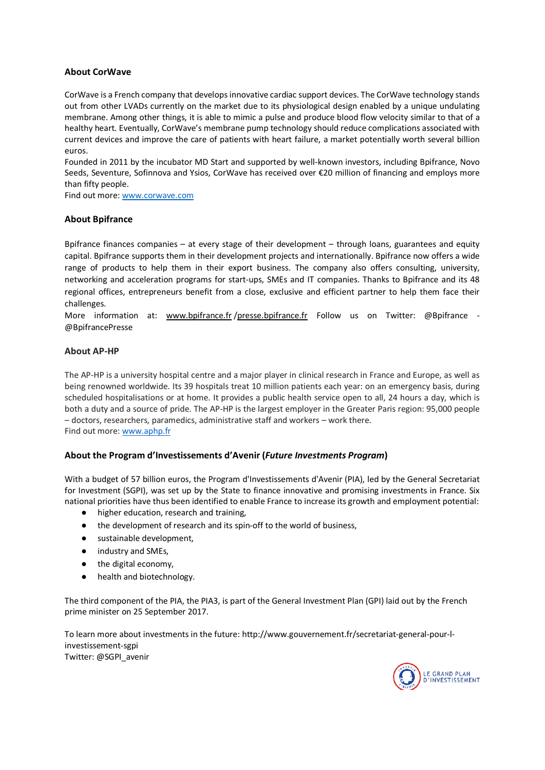### About CorWave

CorWave is a French company that develops innovative cardiac support devices. The CorWave technology stands out from other LVADs currently on the market due to its physiological design enabled by a unique undulating membrane. Among other things, it is able to mimic a pulse and produce blood flow velocity similar to that of a healthy heart. Eventually, CorWave's membrane pump technology should reduce complications associated with current devices and improve the care of patients with heart failure, a market potentially worth several billion euros.

Founded in 2011 by the incubator MD Start and supported by well-known investors, including Bpifrance, Novo Seeds, Seventure, Sofinnova and Ysios, CorWave has received over €20 million of financing and employs more than fifty people.

Find out more: [www.corwave.com](http://www.corwave.com)

### About Bpifrance

Bpifrance finances companies – at every stage of their development – through loans, guarantees and equity capital. Bpifrance supports them in their development projects and internationally. Bpifrance now offers a wide range of products to help them in their export business. The company also offers consulting, university, networking and acceleration programs for start-ups, SMEs and IT companies. Thanks to Bpifrance and its 48 regional offices, entrepreneurs benefit from a close, exclusive and efficient partner to help them face their challenges.

More information at: [www.bpifrance.fr](http://www.bpifrance.fr) /[presse.bpifrance.fr](http://presse.bpifrance.fr) Follow us on Twitter: @Bpifrance - @BpifrancePresse

### About AP-HP

The AP-HP is a university hospital centre and a major player in clinical research in France and Europe, as well as being renowned worldwide. Its 39 hospitals treat 10 million patients each year: on an emergency basis, during scheduled hospitalisations or at home. It provides a public health service open to all, 24 hours a day, which is both a duty and a source of pride. The AP-HP is the largest employer in the Greater Paris region: 95,000 people – doctors, researchers, paramedics, administrative staff and workers – work there.

Find out more: [www.aphp.fr](http://www.aphp.fr)

### About the Program d'Investissements d'Avenir (*Future Investments Program*)

With a budget of 57 billion euros, the Program d'Investissements d'Avenir (PIA), led by the General Secretariat for Investment (SGPI), was set up by the State to finance innovative and promising investments in France. Six national priorities have thus been identified to enable France to increase its growth and employment potential:

- higher education, research and training,
- the development of research and its spin-off to the world of business,
- sustainable development,
- industry and SMEs,
- the digital economy,
- health and biotechnology.

The third component of the PIA, the PIA3, is part of the General Investment Plan (GPI) laid out by the French prime minister on 25 September 2017.

To learn more about investments in the future: http://www.gouvernement.fr/secretariat-general-pour-l-investissement-sgpi

Twitter: @SGPI_avenir

LE GRAND PLAN D'INVESTISSEMENT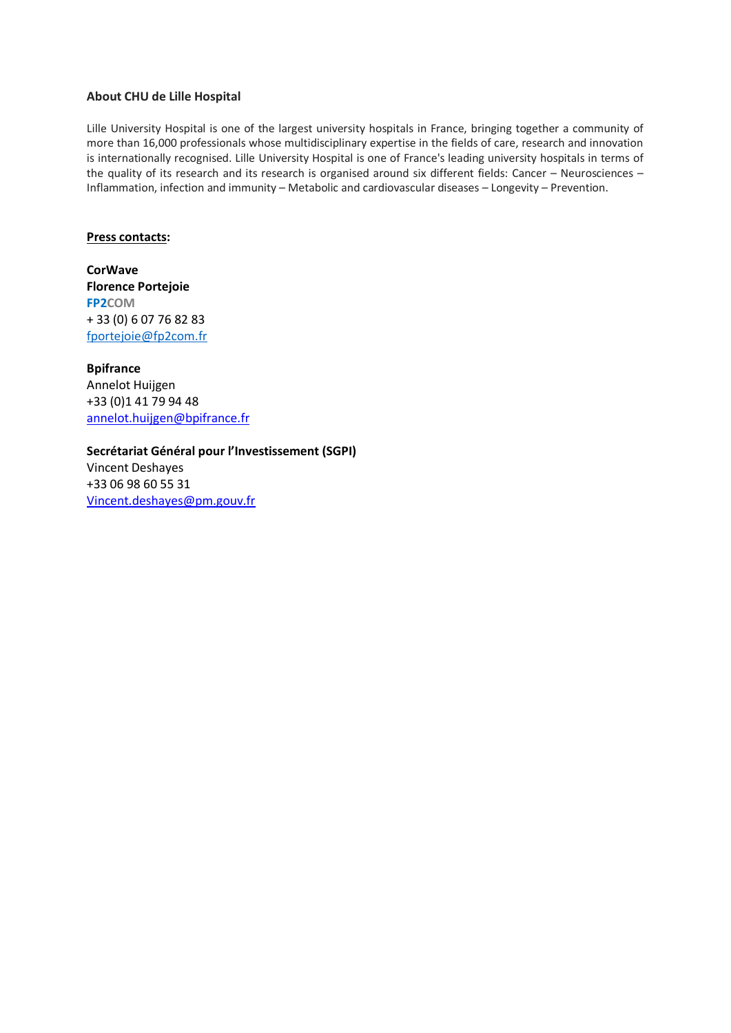**About CHU de Lille Hospital**

Lille University Hospital is one of the largest university hospitals in France, bringing together a community of more than 16,000 professionals whose multidisciplinary expertise in the fields of care, research and innovation is internationally recognised. Lille University Hospital is one of France's leading university hospitals in terms of the quality of its research and its research is organised around six different fields: Cancer – Neurosciences – Inflammation, infection and immunity – Metabolic and cardiovascular diseases – Longevity – Prevention.

**Press contacts:**

**CorWave**
**Florence Portejoie**
**FP2COM**
+ 33 (0) 6 07 76 82 83
fportejoie@fp2com.fr

**Bpifrance**
Annelot Huijgen
+33 (0)1 41 79 94 48
annelot.huijgen@bpifrance.fr

**Secrétariat Général pour l'Investissement (SGPI)**
Vincent Deshayes
+33 06 98 60 55 31
Vincent.deshayes@pm.gouv.fr